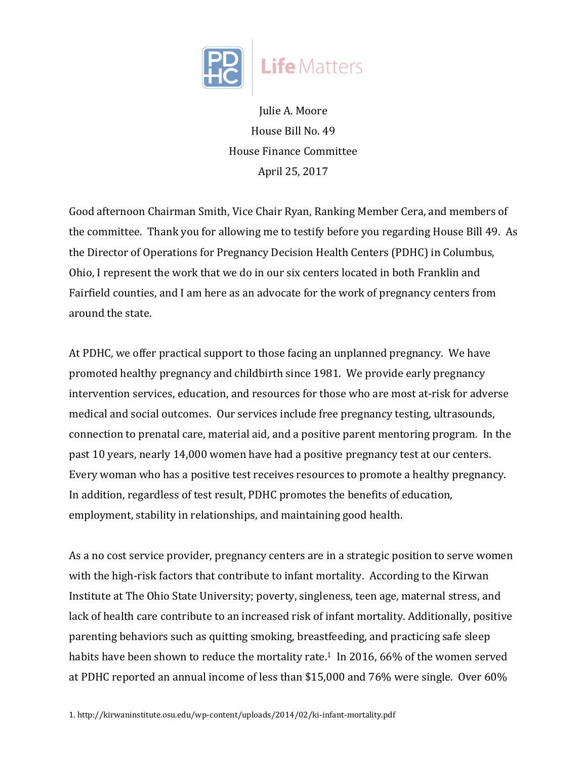PDHC Life Matters

Julie A. Moore
House Bill No. 49
House Finance Committee
April 25, 2017

Good afternoon Chairman Smith, Vice Chair Ryan, Ranking Member Cera, and members of the committee. Thank you for allowing me to testify before you regarding House Bill 49. As the Director of Operations for Pregnancy Decision Health Centers (PDHC) in Columbus, Ohio, I represent the work that we do in our six centers located in both Franklin and Fairfield counties, and I am here as an advocate for the work of pregnancy centers from around the state.

At PDHC, we offer practical support to those facing an unplanned pregnancy. We have promoted healthy pregnancy and childbirth since 1981. We provide early pregnancy intervention services, education, and resources for those who are most at-risk for adverse medical and social outcomes. Our services include free pregnancy testing, ultrasounds, connection to prenatal care, material aid, and a positive parent mentoring program. In the past 10 years, nearly 14,000 women have had a positive pregnancy test at our centers. Every woman who has a positive test receives resources to promote a healthy pregnancy. In addition, regardless of test result, PDHC promotes the benefits of education, employment, stability in relationships, and maintaining good health.

As a no cost service provider, pregnancy centers are in a strategic position to serve women with the high-risk factors that contribute to infant mortality. According to the Kirwan Institute at The Ohio State University; poverty, singleness, teen age, maternal stress, and lack of health care contribute to an increased risk of infant mortality. Additionally, positive parenting behaviors such as quitting smoking, breastfeeding, and practicing safe sleep habits have been shown to reduce the mortality rate.[1] In 2016, 66% of the women served at PDHC reported an annual income of less than $15,000 and 76% were single. Over 60%

1. http://kirwaninstitute.osu.edu/wp-content/uploads/2014/02/ki-infant-mortality.pdf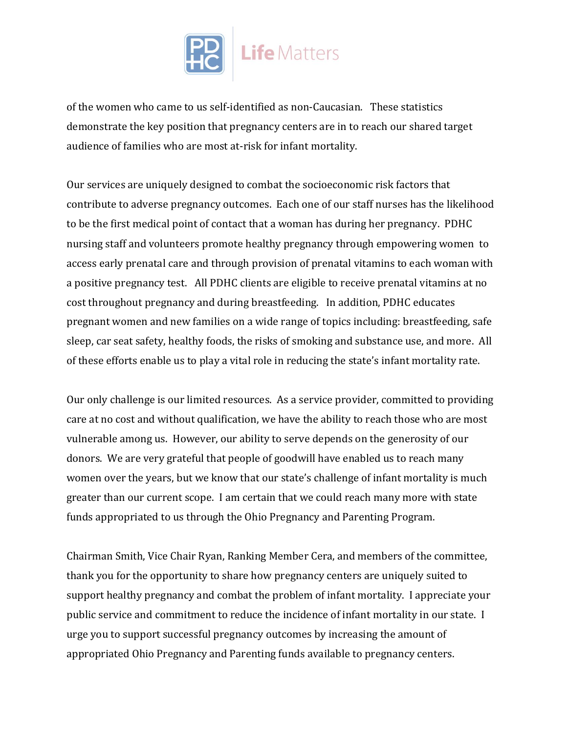of the women who came to us self-identified as non-Caucasian. These statistics demonstrate the key position that pregnancy centers are in to reach our shared target audience of families who are most at-risk for infant mortality.

Our services are uniquely designed to combat the socioeconomic risk factors that contribute to adverse pregnancy outcomes. Each one of our staff nurses has the likelihood to be the first medical point of contact that a woman has during her pregnancy. PDHC nursing staff and volunteers promote healthy pregnancy through empowering women to access early prenatal care and through provision of prenatal vitamins to each woman with a positive pregnancy test. All PDHC clients are eligible to receive prenatal vitamins at no cost throughout pregnancy and during breastfeeding. In addition, PDHC educates pregnant women and new families on a wide range of topics including: breastfeeding, safe sleep, car seat safety, healthy foods, the risks of smoking and substance use, and more. All of these efforts enable us to play a vital role in reducing the state's infant mortality rate.

Our only challenge is our limited resources. As a service provider, committed to providing care at no cost and without qualification, we have the ability to reach those who are most vulnerable among us. However, our ability to serve depends on the generosity of our donors. We are very grateful that people of goodwill have enabled us to reach many women over the years, but we know that our state's challenge of infant mortality is much greater than our current scope. I am certain that we could reach many more with state funds appropriated to us through the Ohio Pregnancy and Parenting Program.

Chairman Smith, Vice Chair Ryan, Ranking Member Cera, and members of the committee, thank you for the opportunity to share how pregnancy centers are uniquely suited to support healthy pregnancy and combat the problem of infant mortality. I appreciate your public service and commitment to reduce the incidence of infant mortality in our state. I urge you to support successful pregnancy outcomes by increasing the amount of appropriated Ohio Pregnancy and Parenting funds available to pregnancy centers.